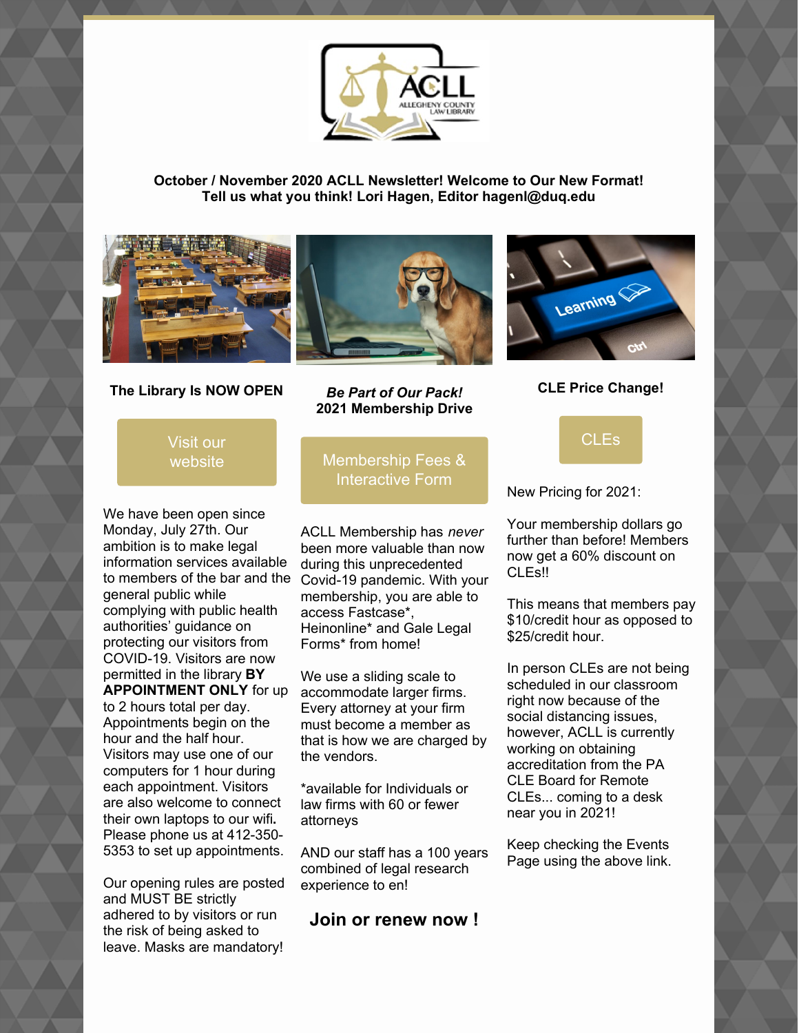**October / November 2020 ACLL Newsletter! Welcome to Our New Format!**
**Tell us what you think! Lori Hagen, Editor hagenl@duq.edu**

## The Library Is NOW OPEN

Visit our website

We have been open since Monday, July 27th. Our ambition is to make legal information services available to members of the bar and the general public while complying with public health authorities' guidance on protecting our visitors from COVID-19. Visitors are now permitted in the library **BY APPOINTMENT ONLY** for up to 2 hours total per day. Appointments begin on the hour and the half hour. Visitors may use one of our computers for 1 hour during each appointment. Visitors are also welcome to connect their own laptops to our wifi**.** Please phone us at 412-350-5353 to set up appointments.

Our opening rules are posted and MUST BE strictly adhered to by visitors or run the risk of being asked to leave. Masks are mandatory!

## *Be Part of Our Pack!* 2021 Membership Drive

Membership Fees & Interactive Form

ACLL Membership has *never* been more valuable than now during this unprecedented Covid-19 pandemic. With your membership, you are able to access Fastcase*, Heinonline* and Gale Legal Forms* from home!

We use a sliding scale to accommodate larger firms. Every attorney at your firm must become a member as that is how we are charged by the vendors.

*available for Individuals or law firms with 60 or fewer attorneys

AND our staff has a 100 years combined of legal research experience to en!

**Join or renew now !**

## CLE Price Change!

CLEs

New Pricing for 2021:

Your membership dollars go further than before! Members now get a 60% discount on CLEs!!

This means that members pay $10/credit hour as opposed to $25/credit hour.

In person CLEs are not being scheduled in our classroom right now because of the social distancing issues, however, ACLL is currently working on obtaining accreditation from the PA CLE Board for Remote CLEs... coming to a desk near you in 2021!

Keep checking the Events Page using the above link.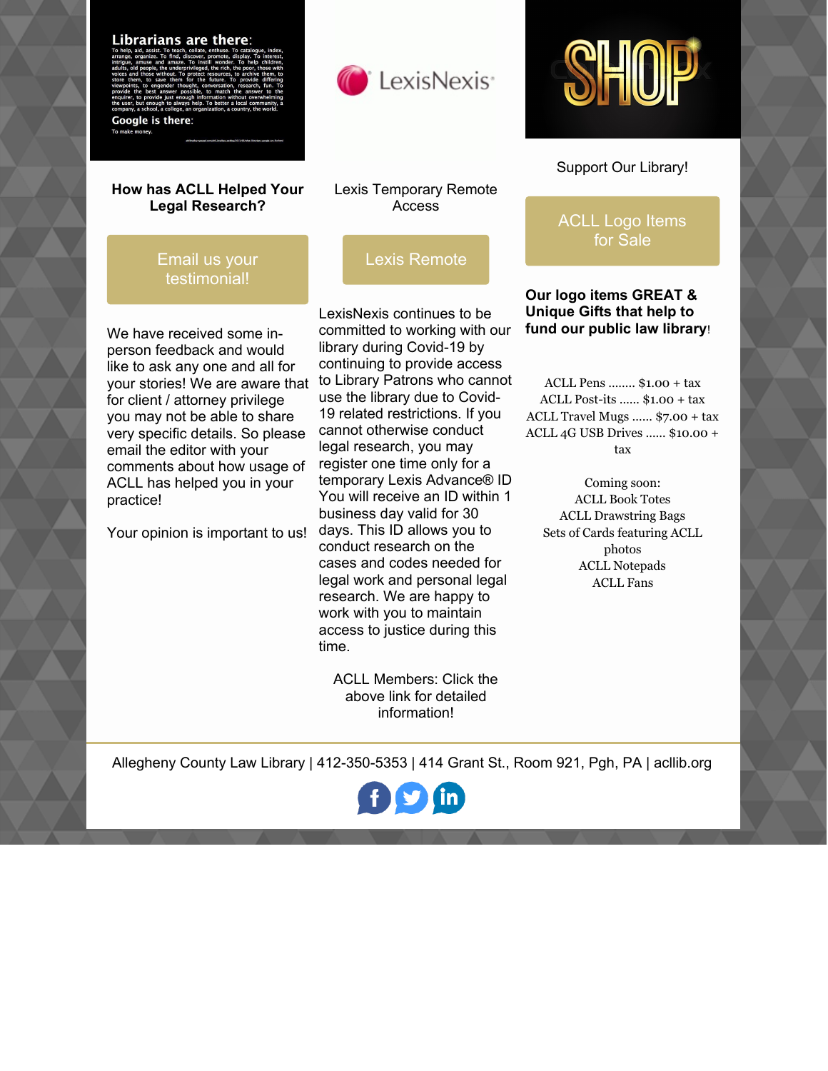**How has ACLL Helped Your Legal Research?**

Email us your testimonial!

We have received some in-person feedback and would like to ask any one and all for your stories! We are aware that for client / attorney privilege you may not be able to share very specific details. So please email the editor with your comments about how usage of ACLL has helped you in your practice!

Your opinion is important to us!

Lexis Temporary Remote Access

Lexis Remote

LexisNexis continues to be committed to working with our library during Covid-19 by continuing to provide access to Library Patrons who cannot use the library due to Covid-19 related restrictions. If you cannot otherwise conduct legal research, you may register one time only for a temporary Lexis Advance® ID You will receive an ID within 1 business day valid for 30 days. This ID allows you to conduct research on the cases and codes needed for legal work and personal legal research. We are happy to work with you to maintain access to justice during this time.

ACLL Members: Click the above link for detailed information!

Support Our Library!

ACLL Logo Items for Sale

**Our logo items GREAT & Unique Gifts that help to fund our public law library**!

ACLL Pens ........ $1.00 + tax
ACLL Post-its ...... $1.00 + tax
ACLL Travel Mugs ...... $7.00 + tax
ACLL 4G USB Drives ...... $10.00 + tax

Coming soon:
ACLL Book Totes
ACLL Drawstring Bags
Sets of Cards featuring ACLL photos
ACLL Notepads
ACLL Fans

Allegheny County Law Library | 412-350-5353 | 414 Grant St., Room 921, Pgh, PA | acllib.org